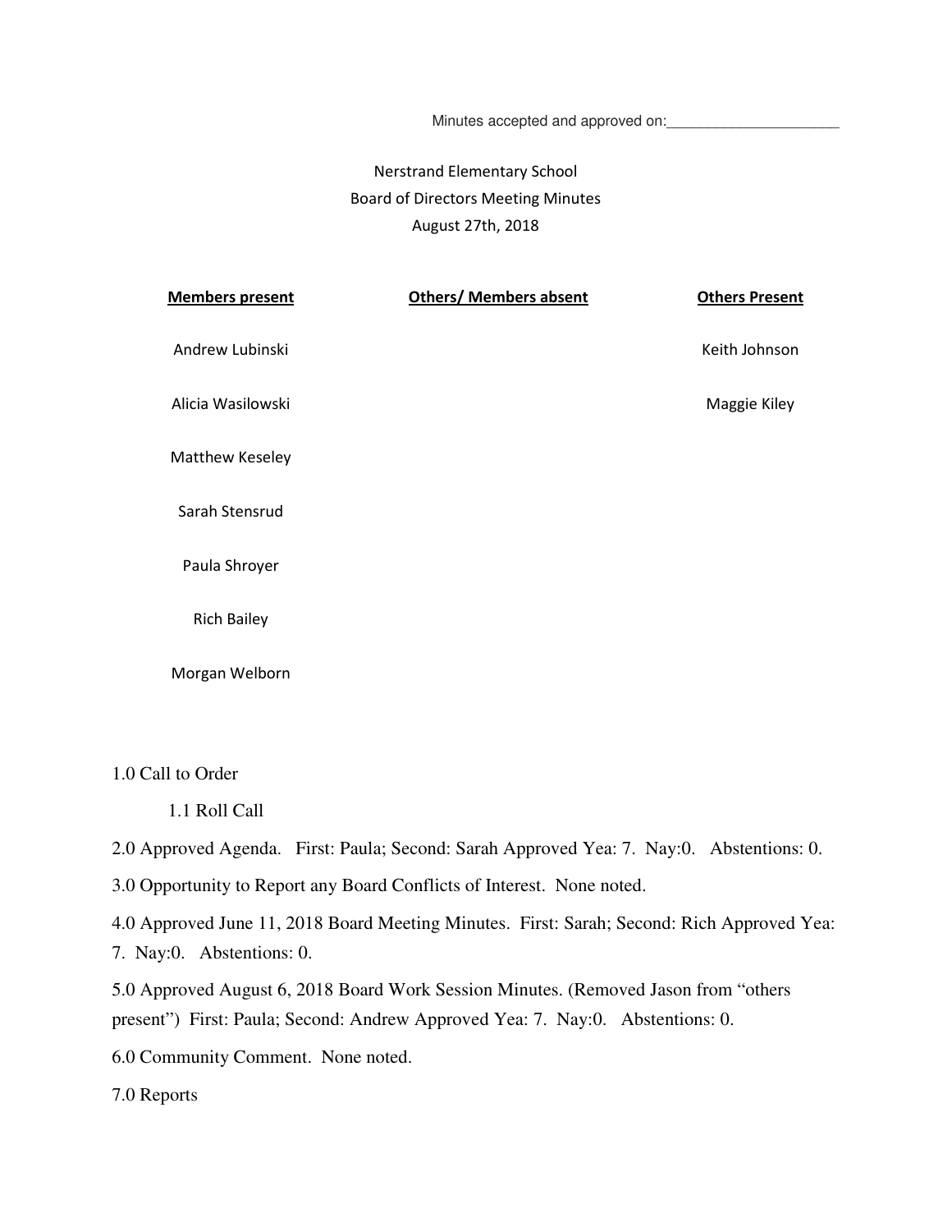Minutes accepted and approved on:______________________

# Nerstrand Elementary School
## Board of Directors Meeting Minutes
### August 27th, 2018

| **Members present** | **Others/ Members absent** | **Others Present** |
|---|---|---|
| Andrew Lubinski | | Keith Johnson |
| Alicia Wasilowski | | Maggie Kiley |
| Matthew Keseley | | |
| Sarah Stensrud | | |
| Paula Shroyer | | |
| Rich Bailey | | |
| Morgan Welborn | | |

1.0 Call to Order

1.1 Roll Call

2.0 Approved Agenda. First: Paula; Second: Sarah Approved Yea: 7. Nay:0. Abstentions: 0.

3.0 Opportunity to Report any Board Conflicts of Interest. None noted.

4.0 Approved June 11, 2018 Board Meeting Minutes. First: Sarah; Second: Rich Approved Yea: 7. Nay:0. Abstentions: 0.

5.0 Approved August 6, 2018 Board Work Session Minutes. (Removed Jason from "others present") First: Paula; Second: Andrew Approved Yea: 7. Nay:0. Abstentions: 0.

6.0 Community Comment. None noted.

7.0 Reports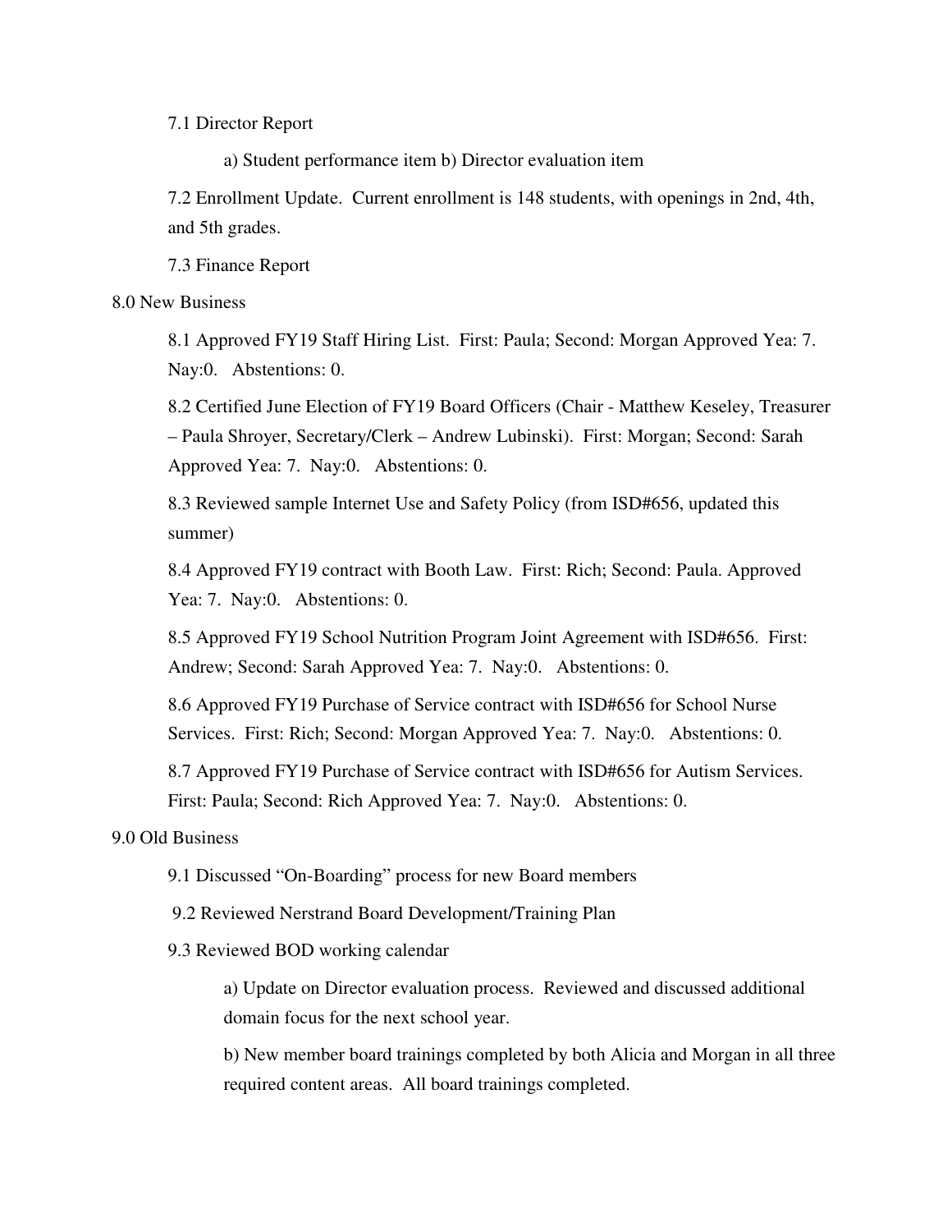7.1 Director Report

a) Student performance item b) Director evaluation item

7.2 Enrollment Update. Current enrollment is 148 students, with openings in 2nd, 4th, and 5th grades.

7.3 Finance Report

8.0 New Business

8.1 Approved FY19 Staff Hiring List. First: Paula; Second: Morgan Approved Yea: 7. Nay:0. Abstentions: 0.

8.2 Certified June Election of FY19 Board Officers (Chair - Matthew Keseley, Treasurer – Paula Shroyer, Secretary/Clerk – Andrew Lubinski). First: Morgan; Second: Sarah Approved Yea: 7. Nay:0. Abstentions: 0.

8.3 Reviewed sample Internet Use and Safety Policy (from ISD#656, updated this summer)

8.4 Approved FY19 contract with Booth Law. First: Rich; Second: Paula. Approved Yea: 7. Nay:0. Abstentions: 0.

8.5 Approved FY19 School Nutrition Program Joint Agreement with ISD#656. First: Andrew; Second: Sarah Approved Yea: 7. Nay:0. Abstentions: 0.

8.6 Approved FY19 Purchase of Service contract with ISD#656 for School Nurse Services. First: Rich; Second: Morgan Approved Yea: 7. Nay:0. Abstentions: 0.

8.7 Approved FY19 Purchase of Service contract with ISD#656 for Autism Services. First: Paula; Second: Rich Approved Yea: 7. Nay:0. Abstentions: 0.

9.0 Old Business

9.1 Discussed "On-Boarding" process for new Board members

9.2 Reviewed Nerstrand Board Development/Training Plan

9.3 Reviewed BOD working calendar

a) Update on Director evaluation process. Reviewed and discussed additional domain focus for the next school year.

b) New member board trainings completed by both Alicia and Morgan in all three required content areas. All board trainings completed.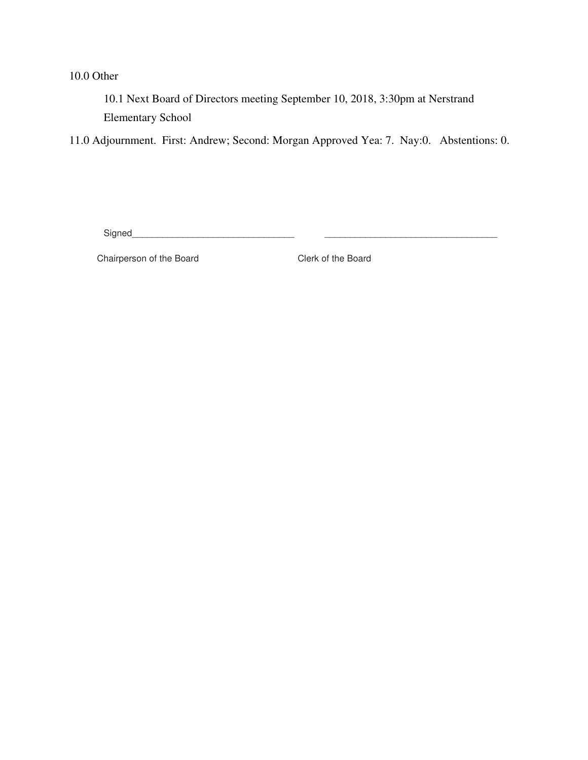10.0 Other

10.1 Next Board of Directors meeting September 10, 2018, 3:30pm at Nerstrand Elementary School

11.0 Adjournment. First: Andrew; Second: Morgan Approved Yea: 7. Nay:0. Abstentions: 0.

Signed________________________________ ___________________________________

Chairperson of the Board Clerk of the Board